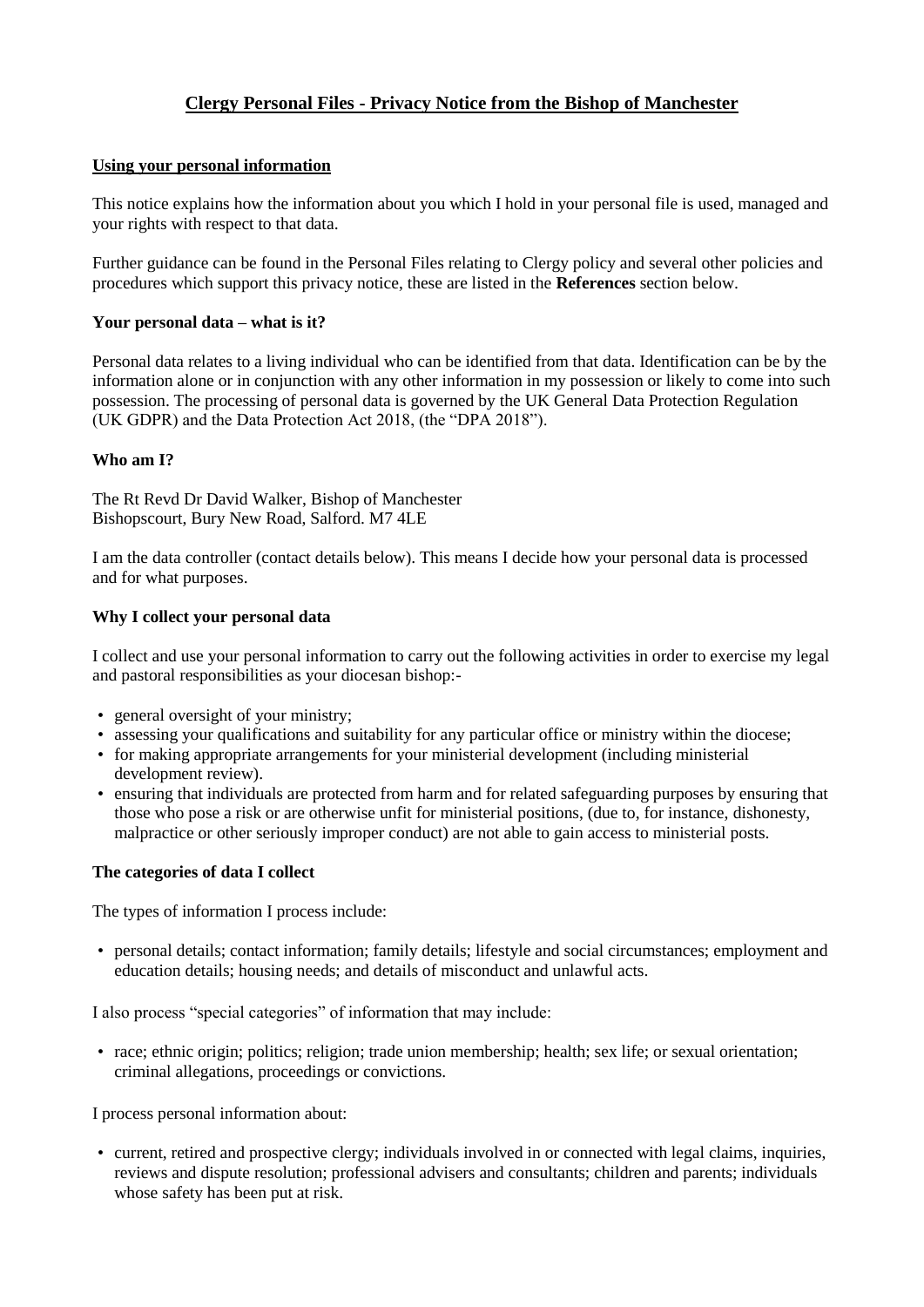# Clergy Personal Files - Privacy Notice from the Bishop of Manchester

## Using your personal information

This notice explains how the information about you which I hold in your personal file is used, managed and your rights with respect to that data.

Further guidance can be found in the Personal Files relating to Clergy policy and several other policies and procedures which support this privacy notice, these are listed in the **References** section below.

### Your personal data – what is it?

Personal data relates to a living individual who can be identified from that data. Identification can be by the information alone or in conjunction with any other information in my possession or likely to come into such possession. The processing of personal data is governed by the UK General Data Protection Regulation (UK GDPR) and the Data Protection Act 2018, (the "DPA 2018").

### Who am I?

The Rt Revd Dr David Walker, Bishop of Manchester
Bishopscourt, Bury New Road, Salford. M7 4LE

I am the data controller (contact details below). This means I decide how your personal data is processed and for what purposes.

### Why I collect your personal data

I collect and use your personal information to carry out the following activities in order to exercise my legal and pastoral responsibilities as your diocesan bishop:-

- general oversight of your ministry;
- assessing your qualifications and suitability for any particular office or ministry within the diocese;
- for making appropriate arrangements for your ministerial development (including ministerial development review).
- ensuring that individuals are protected from harm and for related safeguarding purposes by ensuring that those who pose a risk or are otherwise unfit for ministerial positions, (due to, for instance, dishonesty, malpractice or other seriously improper conduct) are not able to gain access to ministerial posts.

### The categories of data I collect

The types of information I process include:

- personal details; contact information; family details; lifestyle and social circumstances; employment and education details; housing needs; and details of misconduct and unlawful acts.

I also process "special categories" of information that may include:

- race; ethnic origin; politics; religion; trade union membership; health; sex life; or sexual orientation; criminal allegations, proceedings or convictions.

I process personal information about:

- current, retired and prospective clergy; individuals involved in or connected with legal claims, inquiries, reviews and dispute resolution; professional advisers and consultants; children and parents; individuals whose safety has been put at risk.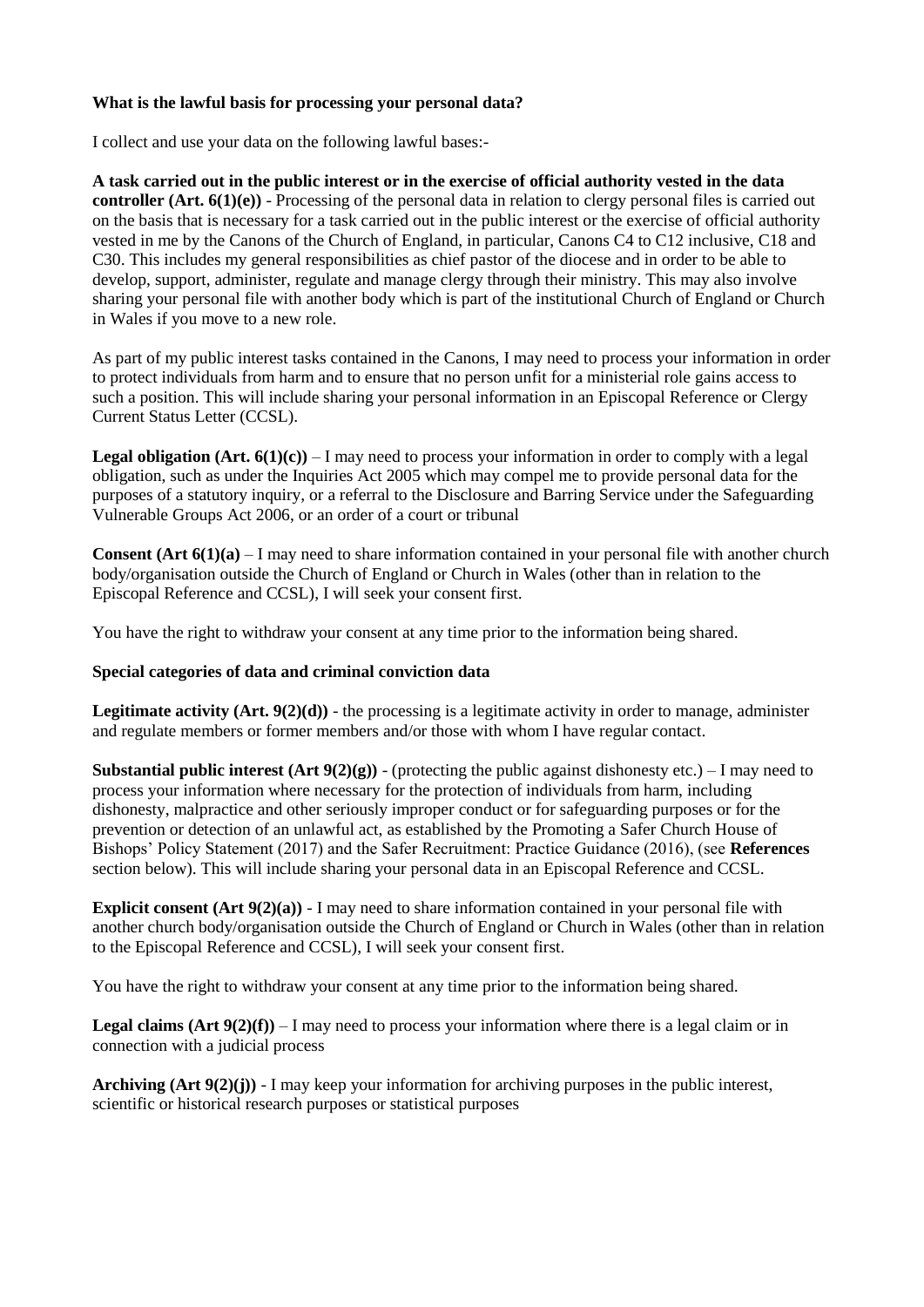**What is the lawful basis for processing your personal data?**

I collect and use your data on the following lawful bases:-

**A task carried out in the public interest or in the exercise of official authority vested in the data controller (Art. 6(1)(e))** - Processing of the personal data in relation to clergy personal files is carried out on the basis that is necessary for a task carried out in the public interest or the exercise of official authority vested in me by the Canons of the Church of England, in particular, Canons C4 to C12 inclusive, C18 and C30. This includes my general responsibilities as chief pastor of the diocese and in order to be able to develop, support, administer, regulate and manage clergy through their ministry. This may also involve sharing your personal file with another body which is part of the institutional Church of England or Church in Wales if you move to a new role.

As part of my public interest tasks contained in the Canons, I may need to process your information in order to protect individuals from harm and to ensure that no person unfit for a ministerial role gains access to such a position. This will include sharing your personal information in an Episcopal Reference or Clergy Current Status Letter (CCSL).

**Legal obligation (Art. 6(1)(c))** – I may need to process your information in order to comply with a legal obligation, such as under the Inquiries Act 2005 which may compel me to provide personal data for the purposes of a statutory inquiry, or a referral to the Disclosure and Barring Service under the Safeguarding Vulnerable Groups Act 2006, or an order of a court or tribunal

**Consent (Art 6(1)(a)** – I may need to share information contained in your personal file with another church body/organisation outside the Church of England or Church in Wales (other than in relation to the Episcopal Reference and CCSL), I will seek your consent first.

You have the right to withdraw your consent at any time prior to the information being shared.

**Special categories of data and criminal conviction data**

**Legitimate activity (Art. 9(2)(d))** - the processing is a legitimate activity in order to manage, administer and regulate members or former members and/or those with whom I have regular contact.

**Substantial public interest (Art 9(2)(g))** - (protecting the public against dishonesty etc.) – I may need to process your information where necessary for the protection of individuals from harm, including dishonesty, malpractice and other seriously improper conduct or for safeguarding purposes or for the prevention or detection of an unlawful act, as established by the Promoting a Safer Church House of Bishops' Policy Statement (2017) and the Safer Recruitment: Practice Guidance (2016), (see **References** section below). This will include sharing your personal data in an Episcopal Reference and CCSL.

**Explicit consent (Art 9(2)(a))** - I may need to share information contained in your personal file with another church body/organisation outside the Church of England or Church in Wales (other than in relation to the Episcopal Reference and CCSL), I will seek your consent first.

You have the right to withdraw your consent at any time prior to the information being shared.

**Legal claims (Art 9(2)(f))** – I may need to process your information where there is a legal claim or in connection with a judicial process

**Archiving (Art 9(2)(j))** - I may keep your information for archiving purposes in the public interest, scientific or historical research purposes or statistical purposes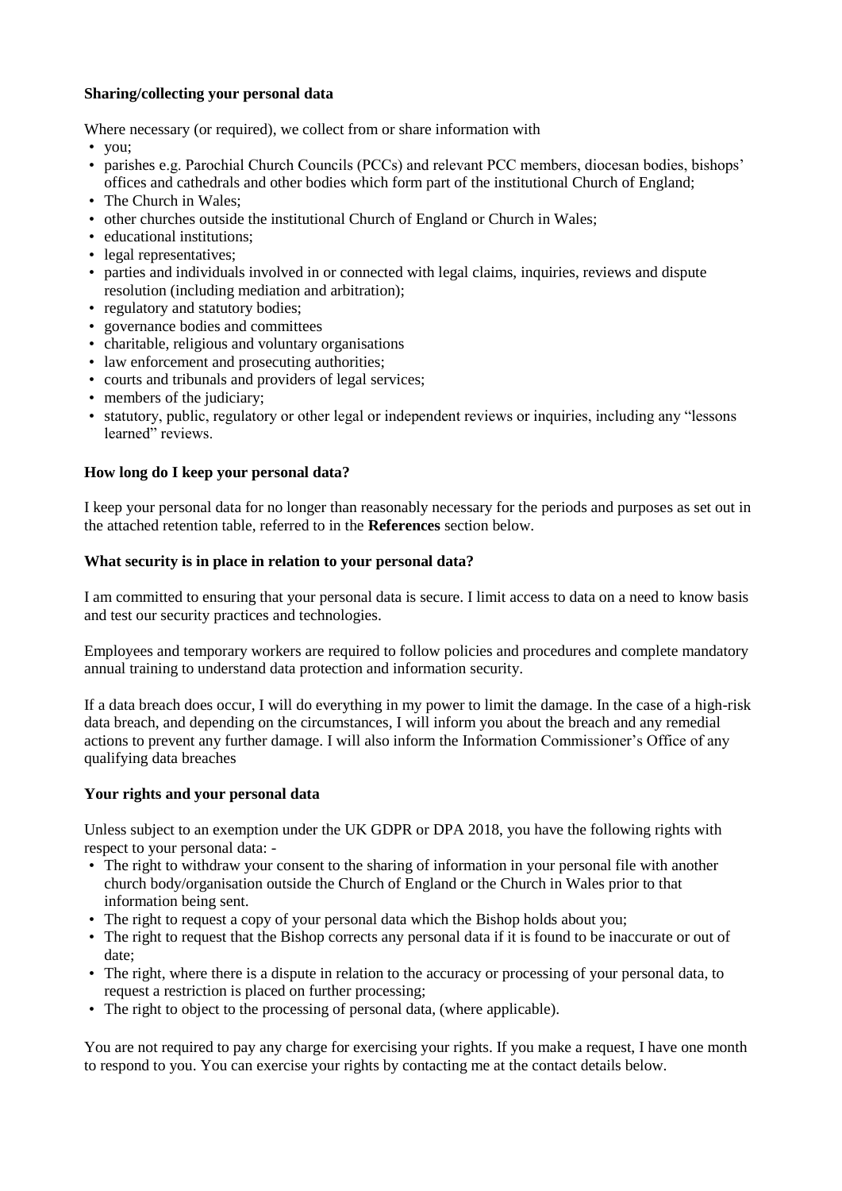**Sharing/collecting your personal data**

Where necessary (or required), we collect from or share information with

- you;
- parishes e.g. Parochial Church Councils (PCCs) and relevant PCC members, diocesan bodies, bishops' offices and cathedrals and other bodies which form part of the institutional Church of England;
- The Church in Wales;
- other churches outside the institutional Church of England or Church in Wales;
- educational institutions;
- legal representatives;
- parties and individuals involved in or connected with legal claims, inquiries, reviews and dispute resolution (including mediation and arbitration);
- regulatory and statutory bodies;
- governance bodies and committees
- charitable, religious and voluntary organisations
- law enforcement and prosecuting authorities;
- courts and tribunals and providers of legal services;
- members of the judiciary;
- statutory, public, regulatory or other legal or independent reviews or inquiries, including any "lessons learned" reviews.

**How long do I keep your personal data?**

I keep your personal data for no longer than reasonably necessary for the periods and purposes as set out in the attached retention table, referred to in the **References** section below.

**What security is in place in relation to your personal data?**

I am committed to ensuring that your personal data is secure. I limit access to data on a need to know basis and test our security practices and technologies.

Employees and temporary workers are required to follow policies and procedures and complete mandatory annual training to understand data protection and information security.

If a data breach does occur, I will do everything in my power to limit the damage. In the case of a high-risk data breach, and depending on the circumstances, I will inform you about the breach and any remedial actions to prevent any further damage. I will also inform the Information Commissioner's Office of any qualifying data breaches

**Your rights and your personal data**

Unless subject to an exemption under the UK GDPR or DPA 2018, you have the following rights with respect to your personal data: -

- The right to withdraw your consent to the sharing of information in your personal file with another church body/organisation outside the Church of England or the Church in Wales prior to that information being sent.
- The right to request a copy of your personal data which the Bishop holds about you;
- The right to request that the Bishop corrects any personal data if it is found to be inaccurate or out of date;
- The right, where there is a dispute in relation to the accuracy or processing of your personal data, to request a restriction is placed on further processing;
- The right to object to the processing of personal data, (where applicable).

You are not required to pay any charge for exercising your rights. If you make a request, I have one month to respond to you. You can exercise your rights by contacting me at the contact details below.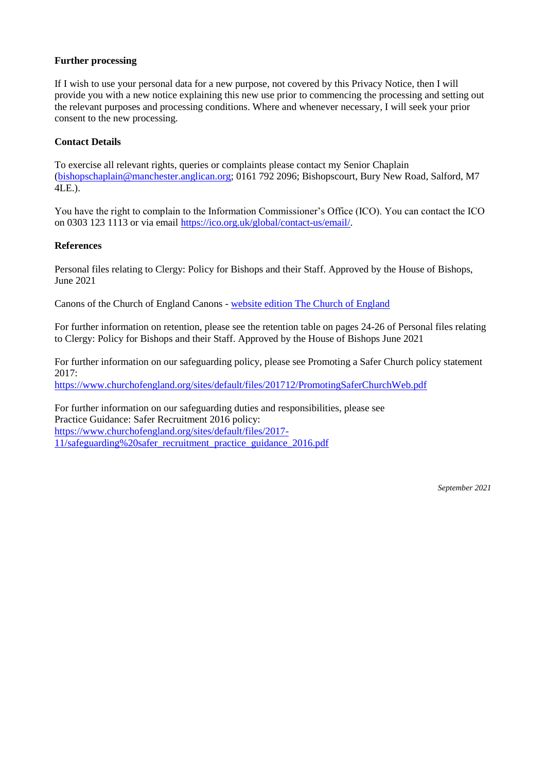**Further processing**

If I wish to use your personal data for a new purpose, not covered by this Privacy Notice, then I will provide you with a new notice explaining this new use prior to commencing the processing and setting out the relevant purposes and processing conditions. Where and whenever necessary, I will seek your prior consent to the new processing.

**Contact Details**

To exercise all relevant rights, queries or complaints please contact my Senior Chaplain (bishopschaplain@manchester.anglican.org; 0161 792 2096; Bishopscourt, Bury New Road, Salford, M7 4LE.).

You have the right to complain to the Information Commissioner's Office (ICO). You can contact the ICO on 0303 123 1113 or via email https://ico.org.uk/global/contact-us/email/.

**References**

Personal files relating to Clergy: Policy for Bishops and their Staff. Approved by the House of Bishops, June 2021

Canons of the Church of England Canons - website edition The Church of England

For further information on retention, please see the retention table on pages 24-26 of Personal files relating to Clergy: Policy for Bishops and their Staff. Approved by the House of Bishops June 2021

For further information on our safeguarding policy, please see Promoting a Safer Church policy statement 2017:
https://www.churchofengland.org/sites/default/files/201712/PromotingSaferChurchWeb.pdf

For further information on our safeguarding duties and responsibilities, please see
Practice Guidance: Safer Recruitment 2016 policy:
https://www.churchofengland.org/sites/default/files/2017-11/safeguarding%20safer_recruitment_practice_guidance_2016.pdf

*September 2021*